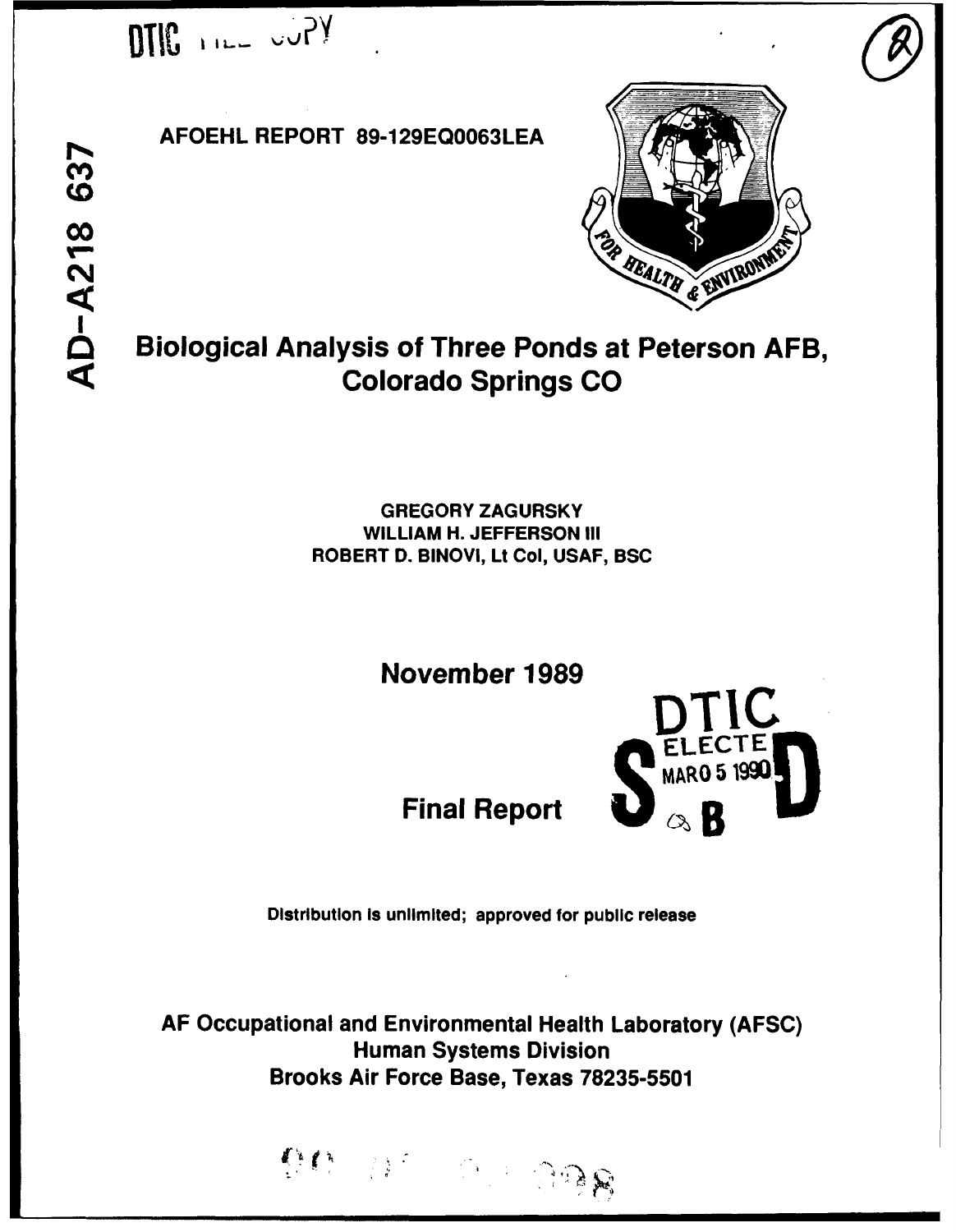DTIC FILE COPY

AD-A218 637

AFOEHL REPORT 89-129EQ0063LEA

# Biological Analysis of Three Ponds at Peterson AFB, Colorado Springs CO

GREGORY ZAGURSKY
WILLIAM H. JEFFERSON III
ROBERT D. BINOVI, Lt Col, USAF, BSC

**November 1989**

**Final Report**

DTIC ELECTE MAR 05 1990 S B D

Distribution is unlimited; approved for public release

**AF Occupational and Environmental Health Laboratory (AFSC)**
**Human Systems Division**
**Brooks Air Force Base, Texas 78235-5501**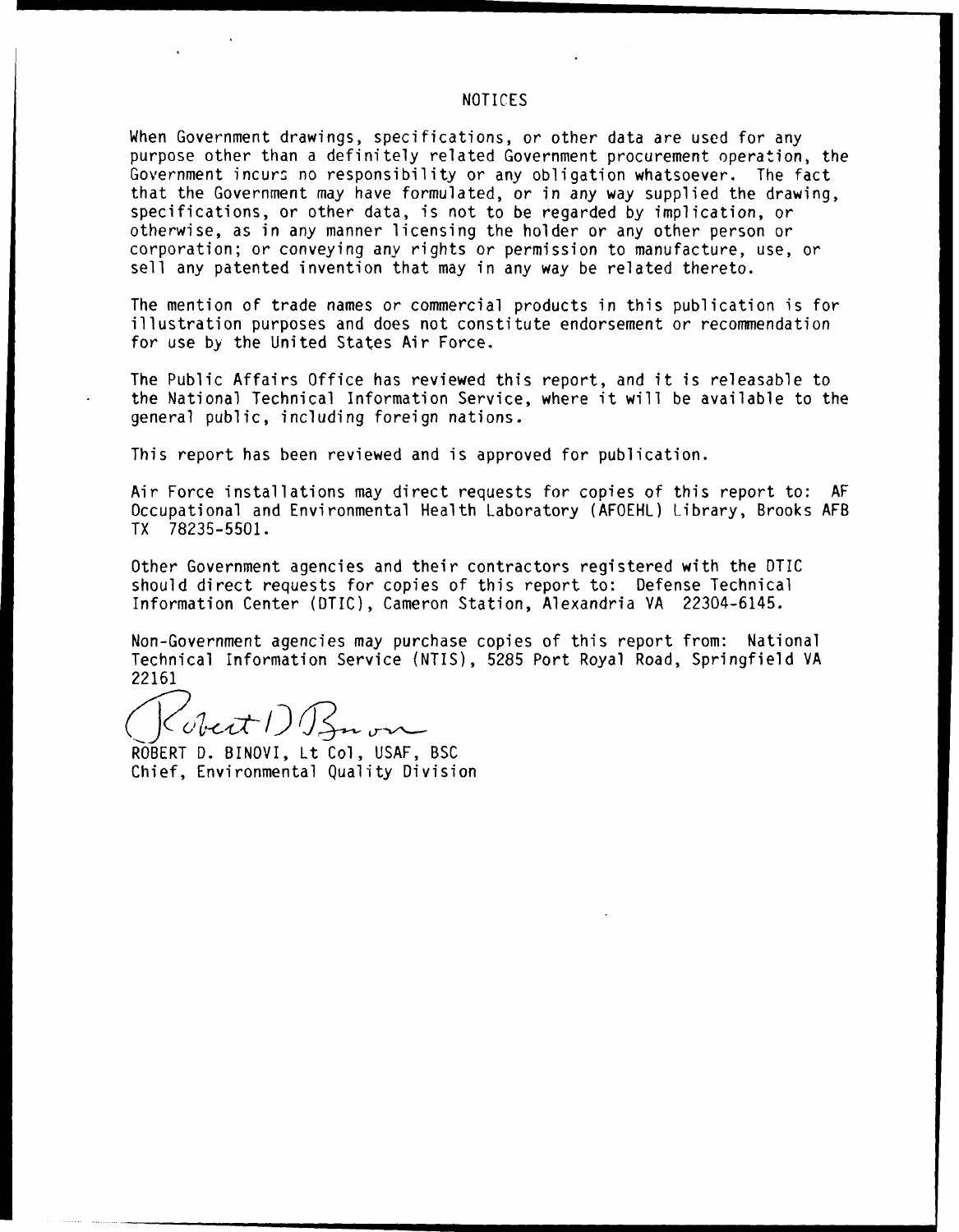# NOTICES

When Government drawings, specifications, or other data are used for any purpose other than a definitely related Government procurement operation, the Government incurs no responsibility or any obligation whatsoever. The fact that the Government may have formulated, or in any way supplied the drawing, specifications, or other data, is not to be regarded by implication, or otherwise, as in any manner licensing the holder or any other person or corporation; or conveying any rights or permission to manufacture, use, or sell any patented invention that may in any way be related thereto.

The mention of trade names or commercial products in this publication is for illustration purposes and does not constitute endorsement or recommendation for use by the United States Air Force.

The Public Affairs Office has reviewed this report, and it is releasable to the National Technical Information Service, where it will be available to the general public, including foreign nations.

This report has been reviewed and is approved for publication.

Air Force installations may direct requests for copies of this report to: AF Occupational and Environmental Health Laboratory (AFOEHL) Library, Brooks AFB TX 78235-5501.

Other Government agencies and their contractors registered with the DTIC should direct requests for copies of this report to: Defense Technical Information Center (DTIC), Cameron Station, Alexandria VA 22304-6145.

Non-Government agencies may purchase copies of this report from: National Technical Information Service (NTIS), 5285 Port Royal Road, Springfield VA 22161

ROBERT D. BINOVI, Lt Col, USAF, BSC
Chief, Environmental Quality Division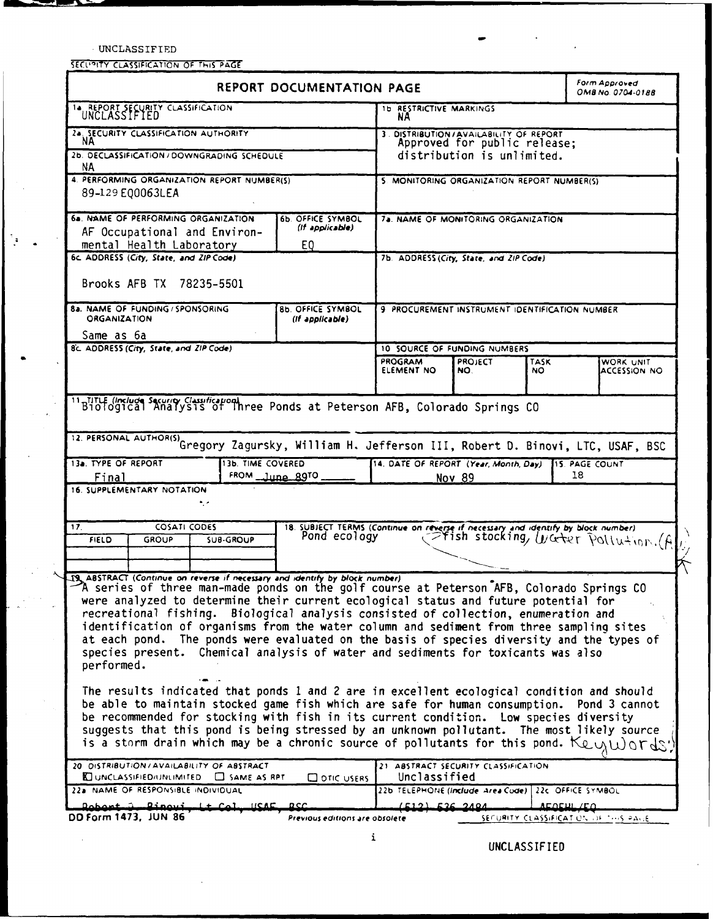UNCLASSIFIED

SECURITY CLASSIFICATION OF THIS PAGE

# REPORT DOCUMENTATION PAGE

Form Approved OMB No. 0704-0188

| | |
|---|---|
| 1a. REPORT SECURITY CLASSIFICATION UNCLASSIFIED | 1b. RESTRICTIVE MARKINGS NA |
| 2a. SECURITY CLASSIFICATION AUTHORITY NA | 3. DISTRIBUTION/AVAILABILITY OF REPORT Approved for public release; distribution is unlimited. |
| 2b. DECLASSIFICATION/DOWNGRADING SCHEDULE NA | |
| 4. PERFORMING ORGANIZATION REPORT NUMBER(S) 89-129 EQ0063LEA | 5. MONITORING ORGANIZATION REPORT NUMBER(S) |
| 6a. NAME OF PERFORMING ORGANIZATION AF Occupational and Environmental Health Laboratory; 6b. OFFICE SYMBOL (If applicable) EQ | 7a. NAME OF MONITORING ORGANIZATION |
| 6c. ADDRESS (City, State, and ZIP Code) Brooks AFB TX 78235-5501 | 7b. ADDRESS (City, State, and ZIP Code) |
| 8a. NAME OF FUNDING/SPONSORING ORGANIZATION Same as 6a; 8b. OFFICE SYMBOL (If applicable) | 9. PROCUREMENT INSTRUMENT IDENTIFICATION NUMBER |
| 8c. ADDRESS (City, State, and ZIP Code) | 10. SOURCE OF FUNDING NUMBERS: PROGRAM ELEMENT NO / PROJECT NO. / TASK NO / WORK UNIT ACCESSION NO |

11. TITLE (Include Security Classification) Biological Analysis of Three Ponds at Peterson AFB, Colorado Springs CO

12. PERSONAL AUTHOR(S) Gregory Zagursky, William H. Jefferson III, Robert D. Binovi, LTC, USAF, BSC

| 13a. TYPE OF REPORT | 13b. TIME COVERED | 14. DATE OF REPORT (Year, Month, Day) | 15. PAGE COUNT |
|---|---|---|---|
| Final | FROM June 89 TO | Nov 89 | 18 |

16. SUPPLEMENTARY NOTATION

| 17. COSATI CODES | | | 18. SUBJECT TERMS (Continue on reverse if necessary and identify by block number) |
|---|---|---|---|
| FIELD | GROUP | SUB-GROUP | Pond ecology, Fish stocking, Water Pollution. |

19. ABSTRACT (Continue on reverse if necessary and identify by block number)

A series of three man-made ponds on the golf course at Peterson AFB, Colorado Springs CO were analyzed to determine their current ecological status and future potential for recreational fishing. Biological analysis consisted of collection, enumeration and identification of organisms from the water column and sediment from three sampling sites at each pond. The ponds were evaluated on the basis of species diversity and the types of species present. Chemical analysis of water and sediments for toxicants was also performed.

The results indicated that ponds 1 and 2 are in excellent ecological condition and should be able to maintain stocked game fish which are safe for human consumption. Pond 3 cannot be recommended for stocking with fish in its current condition. Low species diversity suggests that this pond is being stressed by an unknown pollutant. The most likely source is a storm drain which may be a chronic source of pollutants for this pond. Keywords:

| | |
|---|---|
| 20. DISTRIBUTION/AVAILABILITY OF ABSTRACT [X] UNCLASSIFIED/UNLIMITED [ ] SAME AS RPT [ ] DTIC USERS | 21. ABSTRACT SECURITY CLASSIFICATION Unclassified |
| 22a. NAME OF RESPONSIBLE INDIVIDUAL Robert D. Binovi, Lt Col, USAF, BSC | 22b. TELEPHONE (Include Area Code) (512) 536-2484; 22c. OFFICE SYMBOL AFOEHL/EQ |

DD Form 1473, JUN 86 — Previous editions are obsolete — SECURITY CLASSIFICATION OF THIS PAGE

UNCLASSIFIED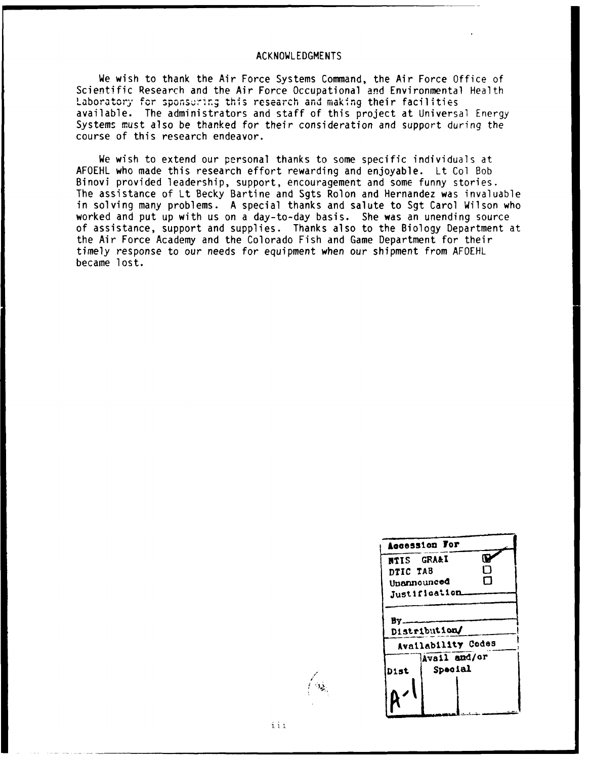# ACKNOWLEDGMENTS

We wish to thank the Air Force Systems Command, the Air Force Office of Scientific Research and the Air Force Occupational and Environmental Health Laboratory for sponsoring this research and making their facilities available. The administrators and staff of this project at Universal Energy Systems must also be thanked for their consideration and support during the course of this research endeavor.

We wish to extend our personal thanks to some specific individuals at AFOEHL who made this research effort rewarding and enjoyable. Lt Col Bob Binovi provided leadership, support, encouragement and some funny stories. The assistance of Lt Becky Bartine and Sgts Rolon and Hernandez was invaluable in solving many problems. A special thanks and salute to Sgt Carol Wilson who worked and put up with us on a day-to-day basis. She was an unending source of assistance, support and supplies. Thanks also to the Biology Department at the Air Force Academy and the Colorado Fish and Game Department for their timely response to our needs for equipment when our shipment from AFOEHL became lost.

| Accession For | |
|---|---|
| NTIS GRA&I | ☑ |
| DTIC TAB | ☐ |
| Unannounced | ☐ |
| Justification | |
| By | |
| Distribution/ | |
| Availability Codes | |
| Dist | Avail and/or Special |
| A-1 | |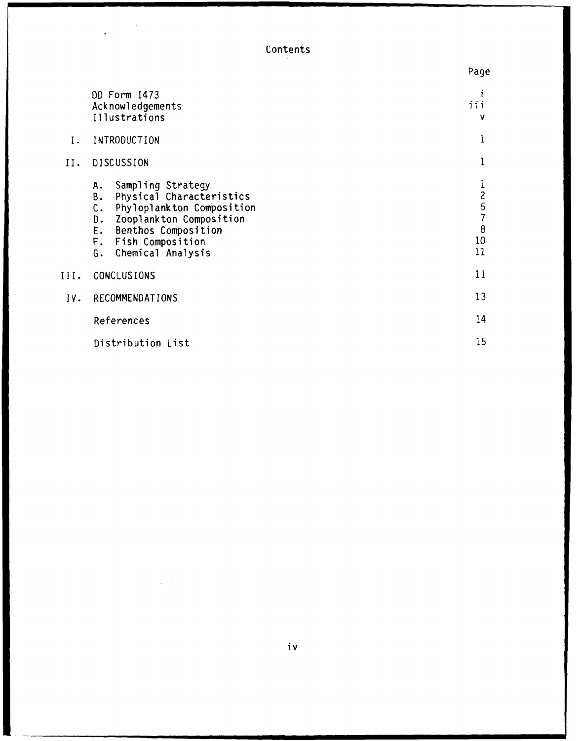# Contents

| | | Page |
|---|---|---|
| | DD Form 1473 | i |
| | Acknowledgements | iii |
| | Illustrations | v |
| I. | INTRODUCTION | 1 |
| II. | DISCUSSION | 1 |
| | A. Sampling Strategy | 1 |
| | B. Physical Characteristics | 2 |
| | C. Phyloplankton Composition | 5 |
| | D. Zooplankton Composition | 7 |
| | E. Benthos Composition | 8 |
| | F. Fish Composition | 10 |
| | G. Chemical Analysis | 11 |
| III. | CONCLUSIONS | 11 |
| IV. | RECOMMENDATIONS | 13 |
| | References | 14 |
| | Distribution List | 15 |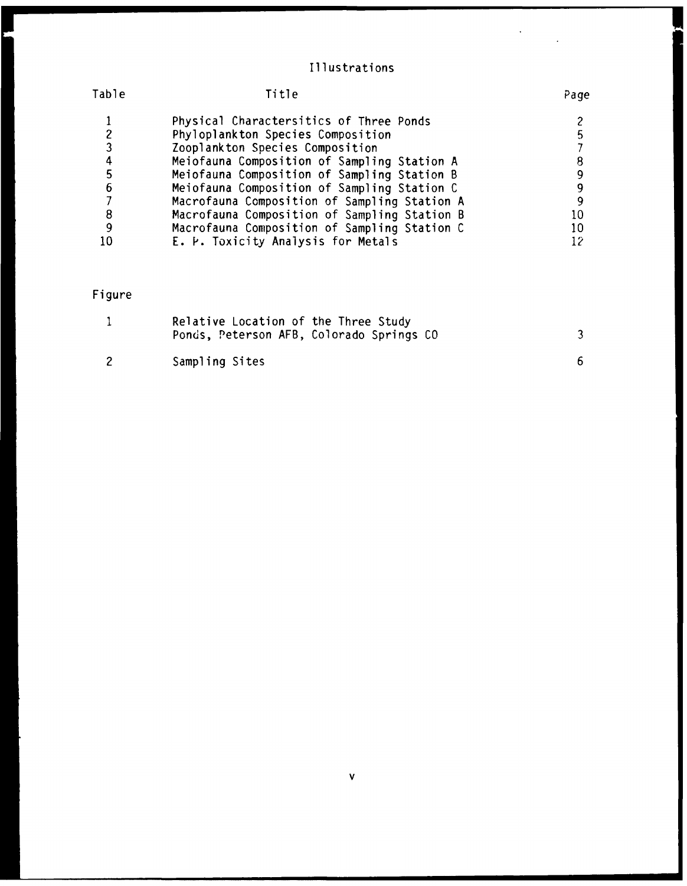# Illustrations

| Table | Title | Page |
|---|---|---|
| 1 | Physical Charactersitics of Three Ponds | 2 |
| 2 | Phyloplankton Species Composition | 5 |
| 3 | Zooplankton Species Composition | 7 |
| 4 | Meiofauna Composition of Sampling Station A | 8 |
| 5 | Meiofauna Composition of Sampling Station B | 9 |
| 6 | Meiofauna Composition of Sampling Station C | 9 |
| 7 | Macrofauna Composition of Sampling Station A | 9 |
| 8 | Macrofauna Composition of Sampling Station B | 10 |
| 9 | Macrofauna Composition of Sampling Station C | 10 |
| 10 | E. P. Toxicity Analysis for Metals | 12 |

| Figure | Title | Page |
|---|---|---|
| 1 | Relative Location of the Three Study Ponds, Peterson AFB, Colorado Springs CO | 3 |
| 2 | Sampling Sites | 6 |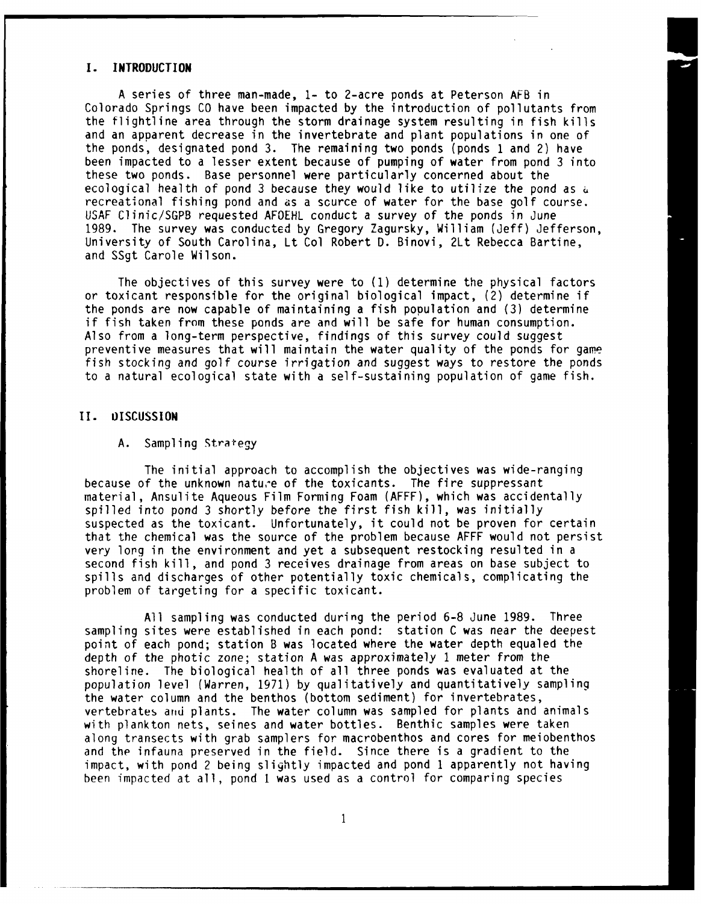## I. INTRODUCTION

A series of three man-made, 1- to 2-acre ponds at Peterson AFB in Colorado Springs CO have been impacted by the introduction of pollutants from the flightline area through the storm drainage system resulting in fish kills and an apparent decrease in the invertebrate and plant populations in one of the ponds, designated pond 3. The remaining two ponds (ponds 1 and 2) have been impacted to a lesser extent because of pumping of water from pond 3 into these two ponds. Base personnel were particularly concerned about the ecological health of pond 3 because they would like to utilize the pond as a recreational fishing pond and as a source of water for the base golf course. USAF Clinic/SGPB requested AFOEHL conduct a survey of the ponds in June 1989. The survey was conducted by Gregory Zagursky, William (Jeff) Jefferson, University of South Carolina, Lt Col Robert D. Binovi, 2Lt Rebecca Bartine, and SSgt Carole Wilson.

The objectives of this survey were to (1) determine the physical factors or toxicant responsible for the original biological impact, (2) determine if the ponds are now capable of maintaining a fish population and (3) determine if fish taken from these ponds are and will be safe for human consumption. Also from a long-term perspective, findings of this survey could suggest preventive measures that will maintain the water quality of the ponds for game fish stocking and golf course irrigation and suggest ways to restore the ponds to a natural ecological state with a self-sustaining population of game fish.

## II. DISCUSSION

### A. Sampling Strategy

The initial approach to accomplish the objectives was wide-ranging because of the unknown nature of the toxicants. The fire suppressant material, Ansulite Aqueous Film Forming Foam (AFFF), which was accidentally spilled into pond 3 shortly before the first fish kill, was initially suspected as the toxicant. Unfortunately, it could not be proven for certain that the chemical was the source of the problem because AFFF would not persist very long in the environment and yet a subsequent restocking resulted in a second fish kill, and pond 3 receives drainage from areas on base subject to spills and discharges of other potentially toxic chemicals, complicating the problem of targeting for a specific toxicant.

All sampling was conducted during the period 6-8 June 1989. Three sampling sites were established in each pond: station C was near the deepest point of each pond; station B was located where the water depth equaled the depth of the photic zone; station A was approximately 1 meter from the shoreline. The biological health of all three ponds was evaluated at the population level (Warren, 1971) by qualitatively and quantitatively sampling the water column and the benthos (bottom sediment) for invertebrates, vertebrates and plants. The water column was sampled for plants and animals with plankton nets, seines and water bottles. Benthic samples were taken along transects with grab samplers for macrobenthos and cores for meiobenthos and the infauna preserved in the field. Since there is a gradient to the impact, with pond 2 being slightly impacted and pond 1 apparently not having been impacted at all, pond 1 was used as a control for comparing species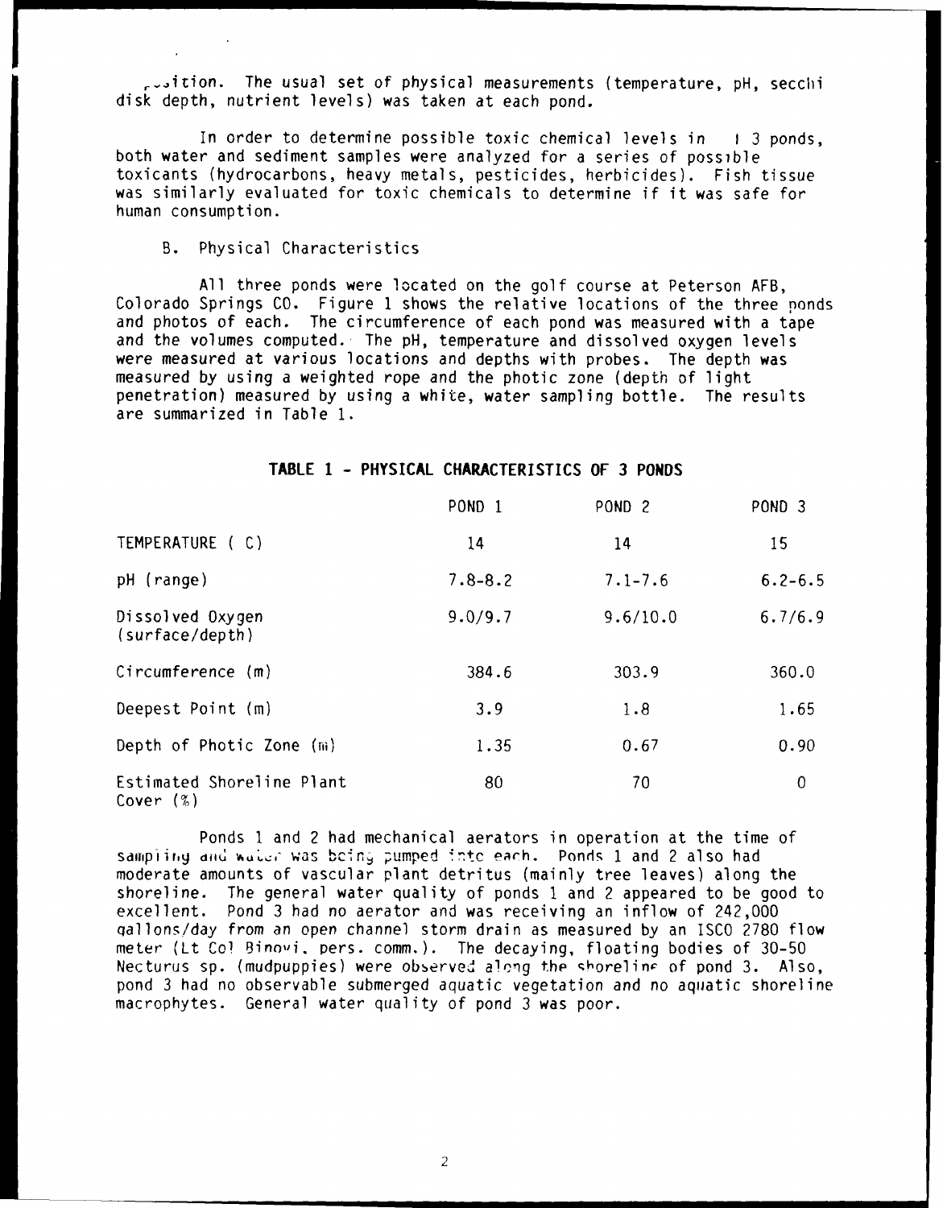position. The usual set of physical measurements (temperature, pH, secchi disk depth, nutrient levels) was taken at each pond.

In order to determine possible toxic chemical levels in the 3 ponds, both water and sediment samples were analyzed for a series of possible toxicants (hydrocarbons, heavy metals, pesticides, herbicides). Fish tissue was similarly evaluated for toxic chemicals to determine if it was safe for human consumption.

B. Physical Characteristics

All three ponds were located on the golf course at Peterson AFB, Colorado Springs CO. Figure 1 shows the relative locations of the three ponds and photos of each. The circumference of each pond was measured with a tape and the volumes computed. The pH, temperature and dissolved oxygen levels were measured at various locations and depths with probes. The depth was measured by using a weighted rope and the photic zone (depth of light penetration) measured by using a white, water sampling bottle. The results are summarized in Table 1.

**TABLE 1 - PHYSICAL CHARACTERISTICS OF 3 PONDS**

| | POND 1 | POND 2 | POND 3 |
|---|---|---|---|
| TEMPERATURE ( C) | 14 | 14 | 15 |
| pH (range) | 7.8-8.2 | 7.1-7.6 | 6.2-6.5 |
| Dissolved Oxygen (surface/depth) | 9.0/9.7 | 9.6/10.0 | 6.7/6.9 |
| Circumference (m) | 384.6 | 303.9 | 360.0 |
| Deepest Point (m) | 3.9 | 1.8 | 1.65 |
| Depth of Photic Zone (m) | 1.35 | 0.67 | 0.90 |
| Estimated Shoreline Plant Cover (%) | 80 | 70 | 0 |

Ponds 1 and 2 had mechanical aerators in operation at the time of sampling and water was being pumped into each. Ponds 1 and 2 also had moderate amounts of vascular plant detritus (mainly tree leaves) along the shoreline. The general water quality of ponds 1 and 2 appeared to be good to excellent. Pond 3 had no aerator and was receiving an inflow of 242,000 gallons/day from an open channel storm drain as measured by an ISCO 2780 flow meter (Lt Col Binovi, pers. comm.). The decaying, floating bodies of 30-50 Necturus sp. (mudpuppies) were observed along the shoreline of pond 3. Also, pond 3 had no observable submerged aquatic vegetation and no aquatic shoreline macrophytes. General water quality of pond 3 was poor.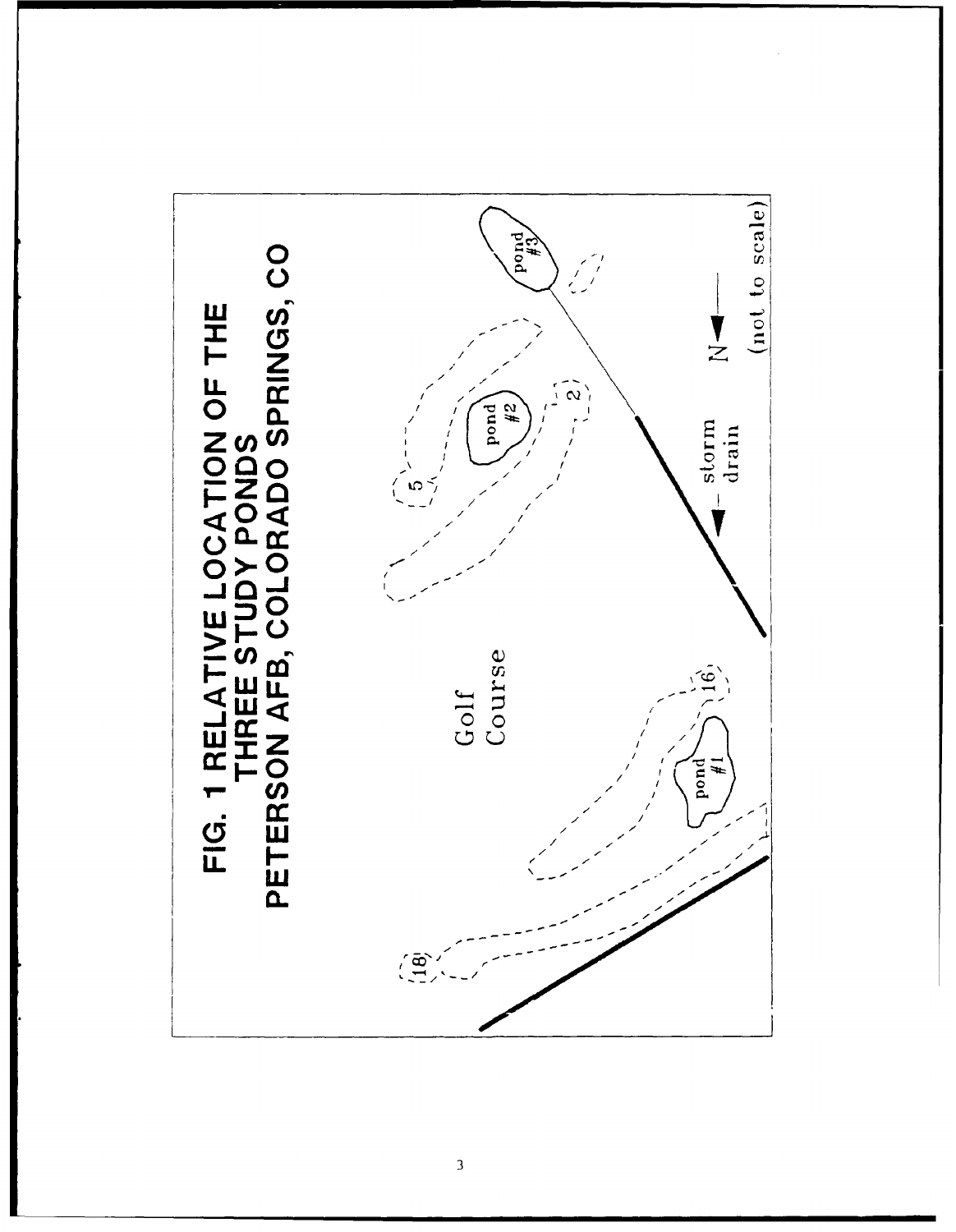FIG. 1 RELATIVE LOCATION OF THE THREE STUDY PONDS PETERSON AFB, COLORADO SPRINGS, CO

Golf Course

pond #1

pond #2

pond #3

18

16

5

2

storm drain

N

(not to scale)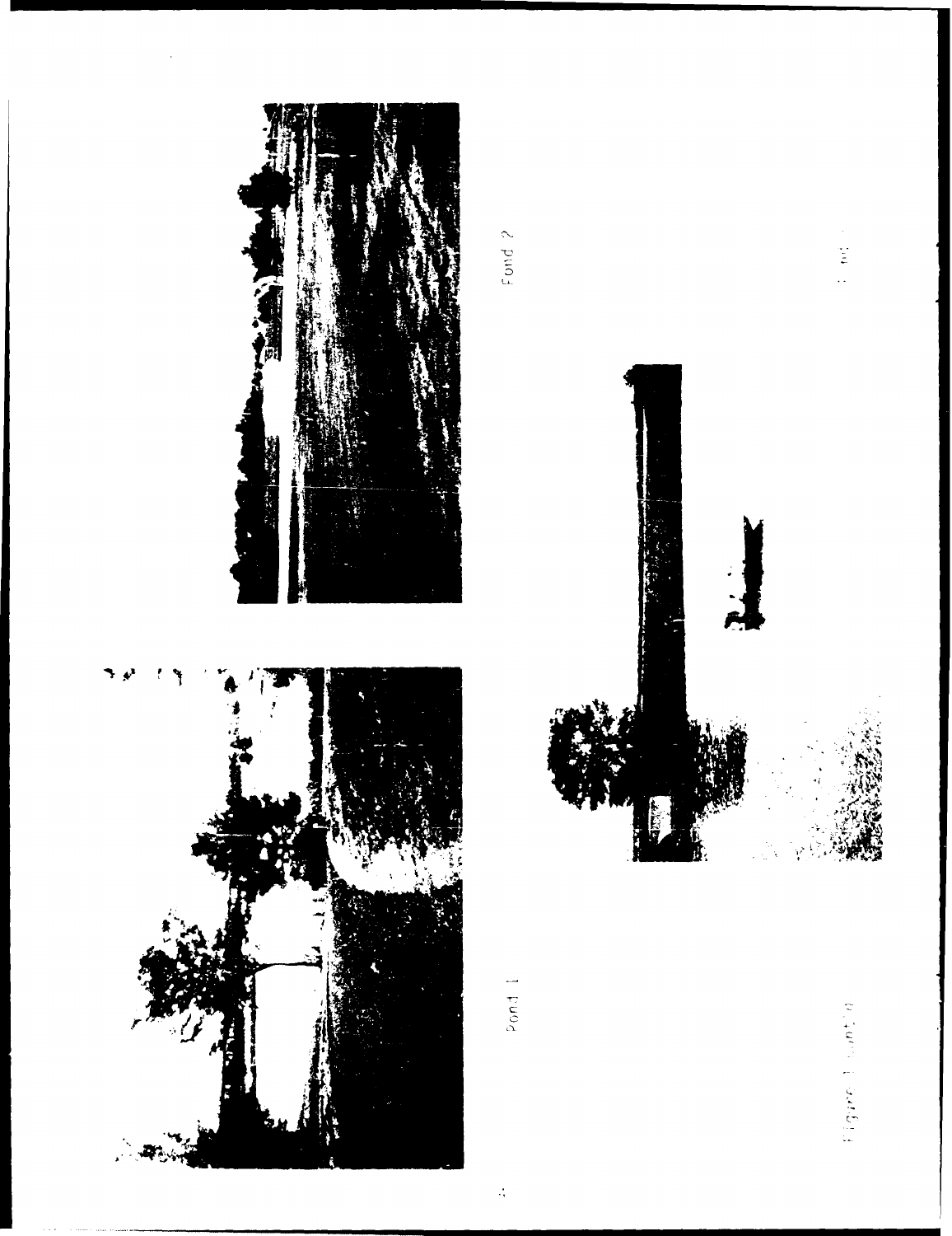Pond 1

Pond 2

Figure 1 (cont'd)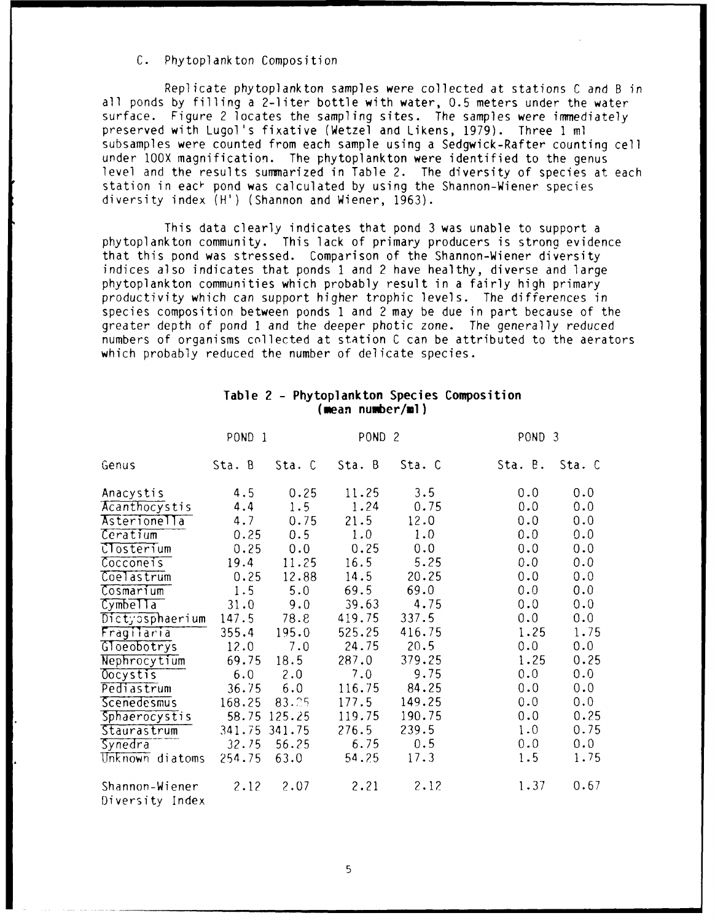C. Phytoplankton Composition

Replicate phytoplankton samples were collected at stations C and B in all ponds by filling a 2-liter bottle with water, 0.5 meters under the water surface. Figure 2 locates the sampling sites. The samples were immediately preserved with Lugol's fixative (Wetzel and Likens, 1979). Three 1 ml subsamples were counted from each sample using a Sedgwick-Rafter counting cell under 100X magnification. The phytoplankton were identified to the genus level and the results summarized in Table 2. The diversity of species at each station in each pond was calculated by using the Shannon-Wiener species diversity index (H') (Shannon and Wiener, 1963).

This data clearly indicates that pond 3 was unable to support a phytoplankton community. This lack of primary producers is strong evidence that this pond was stressed. Comparison of the Shannon-Wiener diversity indices also indicates that ponds 1 and 2 have healthy, diverse and large phytoplankton communities which probably result in a fairly high primary productivity which can support higher trophic levels. The differences in species composition between ponds 1 and 2 may be due in part because of the greater depth of pond 1 and the deeper photic zone. The generally reduced numbers of organisms collected at station C can be attributed to the aerators which probably reduced the number of delicate species.

**Table 2 - Phytoplankton Species Composition (mean number/ml)**

| | POND 1 | | POND 2 | | POND 3 | |
|---|---|---|---|---|---|---|
| Genus | Sta. B | Sta. C | Sta. B | Sta. C | Sta. B | Sta. C |
| *Anacystis* | 4.5 | 0.25 | 11.25 | 3.5 | 0.0 | 0.0 |
| *Acanthocystis* | 4.4 | 1.5 | 1.24 | 0.75 | 0.0 | 0.0 |
| *Asterionella* | 4.7 | 0.75 | 21.5 | 12.0 | 0.0 | 0.0 |
| *Ceratium* | 0.25 | 0.5 | 1.0 | 1.0 | 0.0 | 0.0 |
| *Closterium* | 0.25 | 0.0 | 0.25 | 0.0 | 0.0 | 0.0 |
| *Cocconeis* | 19.4 | 11.25 | 16.5 | 5.25 | 0.0 | 0.0 |
| *Coelastrum* | 0.25 | 12.88 | 14.5 | 20.25 | 0.0 | 0.0 |
| *Cosmarium* | 1.5 | 5.0 | 69.5 | 69.0 | 0.0 | 0.0 |
| *Cymbella* | 31.0 | 9.0 | 39.63 | 4.75 | 0.0 | 0.0 |
| *Dictyosphaerium* | 147.5 | 78.8 | 419.75 | 337.5 | 0.0 | 0.0 |
| *Fragilaria* | 355.4 | 195.0 | 525.25 | 416.75 | 1.25 | 1.75 |
| *Gloeobotrys* | 12.0 | 7.0 | 24.75 | 20.5 | 0.0 | 0.0 |
| *Nephrocytium* | 69.75 | 18.5 | 287.0 | 379.25 | 1.25 | 0.25 |
| *Oocystis* | 6.0 | 2.0 | 7.0 | 9.75 | 0.0 | 0.0 |
| *Pediastrum* | 36.75 | 6.0 | 116.75 | 84.25 | 0.0 | 0.0 |
| *Scenedesmus* | 168.25 | 83.25 | 177.5 | 149.25 | 0.0 | 0.0 |
| *Sphaerocystis* | 58.75 | 125.25 | 119.75 | 190.75 | 0.0 | 0.25 |
| *Staurastrum* | 341.75 | 341.75 | 276.5 | 239.5 | 1.0 | 0.75 |
| *Synedra* | 32.75 | 56.25 | 6.75 | 0.5 | 0.0 | 0.0 |
| *Unknown* diatoms | 254.75 | 63.0 | 54.25 | 17.3 | 1.5 | 1.75 |
| Shannon-Wiener Diversity Index | 2.12 | 2.07 | 2.21 | 2.12 | 1.37 | 0.67 |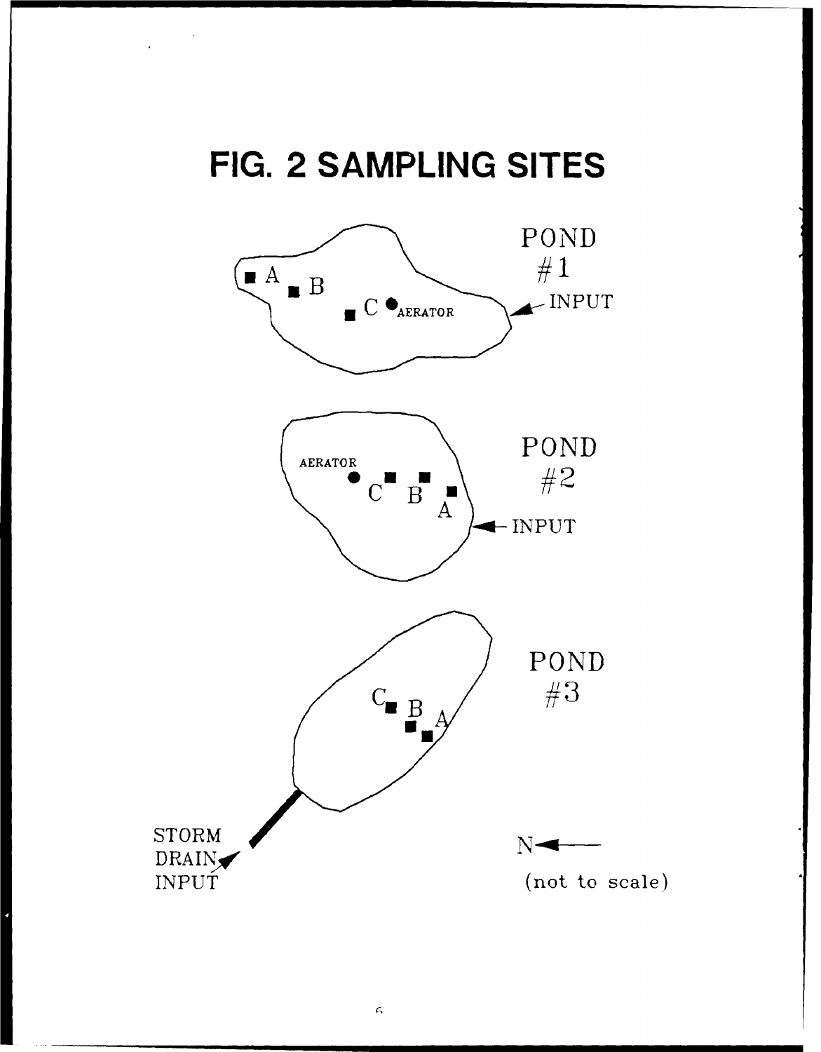# FIG. 2 SAMPLING SITES

POND #1

A B C AERATOR INPUT

POND #2

AERATOR C B A INPUT

POND #3

C B A

STORM DRAIN INPUT

N

(not to scale)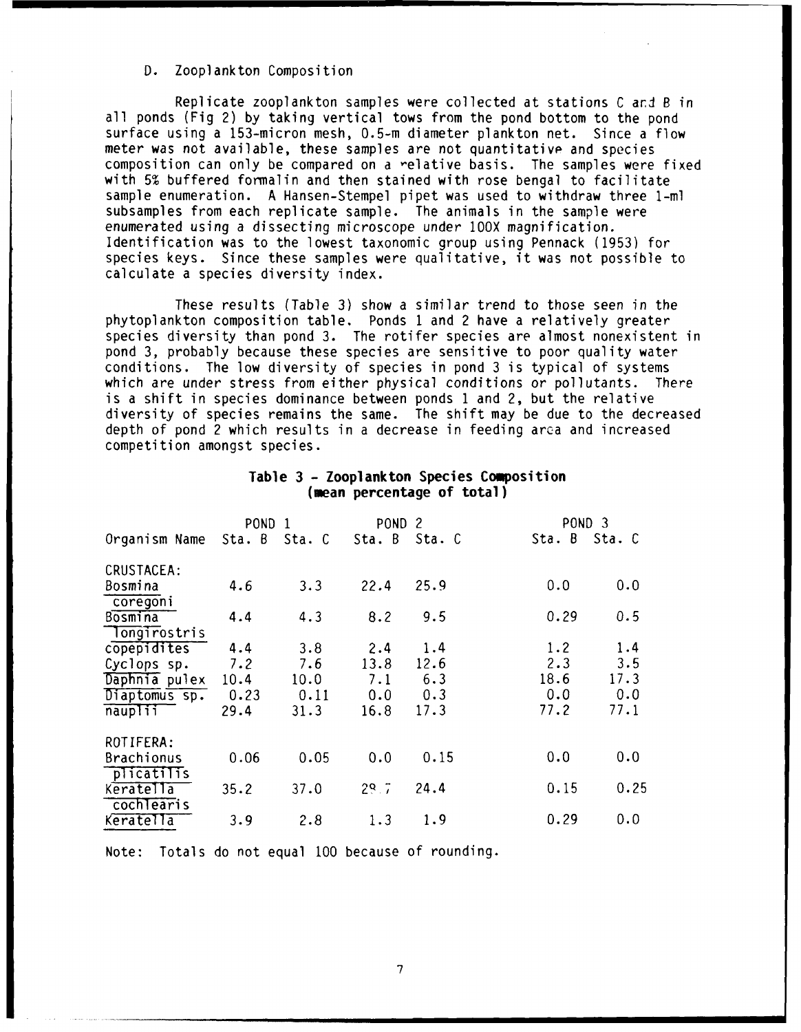D. Zooplankton Composition

Replicate zooplankton samples were collected at stations C and B in all ponds (Fig 2) by taking vertical tows from the pond bottom to the pond surface using a 153-micron mesh, 0.5-m diameter plankton net. Since a flow meter was not available, these samples are not quantitative and species composition can only be compared on a relative basis. The samples were fixed with 5% buffered formalin and then stained with rose bengal to facilitate sample enumeration. A Hansen-Stempel pipet was used to withdraw three 1-ml subsamples from each replicate sample. The animals in the sample were enumerated using a dissecting microscope under 100X magnification. Identification was to the lowest taxonomic group using Pennack (1953) for species keys. Since these samples were qualitative, it was not possible to calculate a species diversity index.

These results (Table 3) show a similar trend to those seen in the phytoplankton composition table. Ponds 1 and 2 have a relatively greater species diversity than pond 3. The rotifer species are almost nonexistent in pond 3, probably because these species are sensitive to poor quality water conditions. The low diversity of species in pond 3 is typical of systems which are under stress from either physical conditions or pollutants. There is a shift in species dominance between ponds 1 and 2, but the relative diversity of species remains the same. The shift may be due to the decreased depth of pond 2 which results in a decrease in feeding area and increased competition amongst species.

**Table 3 - Zooplankton Species Composition (mean percentage of total)**

| Organism Name | POND 1 Sta. B | POND 1 Sta. C | POND 2 Sta. B | POND 2 Sta. C | POND 3 Sta. B | POND 3 Sta. C |
|---|---|---|---|---|---|---|
| CRUSTACEA: | | | | | | |
| Bosmina coregoni | 4.6 | 3.3 | 22.4 | 25.9 | 0.0 | 0.0 |
| Bosmina longirostris | 4.4 | 4.3 | 8.2 | 9.5 | 0.29 | 0.5 |
| copepidites | 4.4 | 3.8 | 2.4 | 1.4 | 1.2 | 1.4 |
| Cyclops sp. | 7.2 | 7.6 | 13.8 | 12.6 | 2.3 | 3.5 |
| Daphnia pulex | 10.4 | 10.0 | 7.1 | 6.3 | 18.6 | 17.3 |
| Diaptomus sp. | 0.23 | 0.11 | 0.0 | 0.3 | 0.0 | 0.0 |
| nauplii | 29.4 | 31.3 | 16.8 | 17.3 | 77.2 | 77.1 |
| ROTIFERA: | | | | | | |
| Brachionus plicatilis | 0.06 | 0.05 | 0.0 | 0.15 | 0.0 | 0.0 |
| Keratella cochlearis | 35.2 | 37.0 | 28.7 | 24.4 | 0.15 | 0.25 |
| Keratella | 3.9 | 2.8 | 1.3 | 1.9 | 0.29 | 0.0 |

Note: Totals do not equal 100 because of rounding.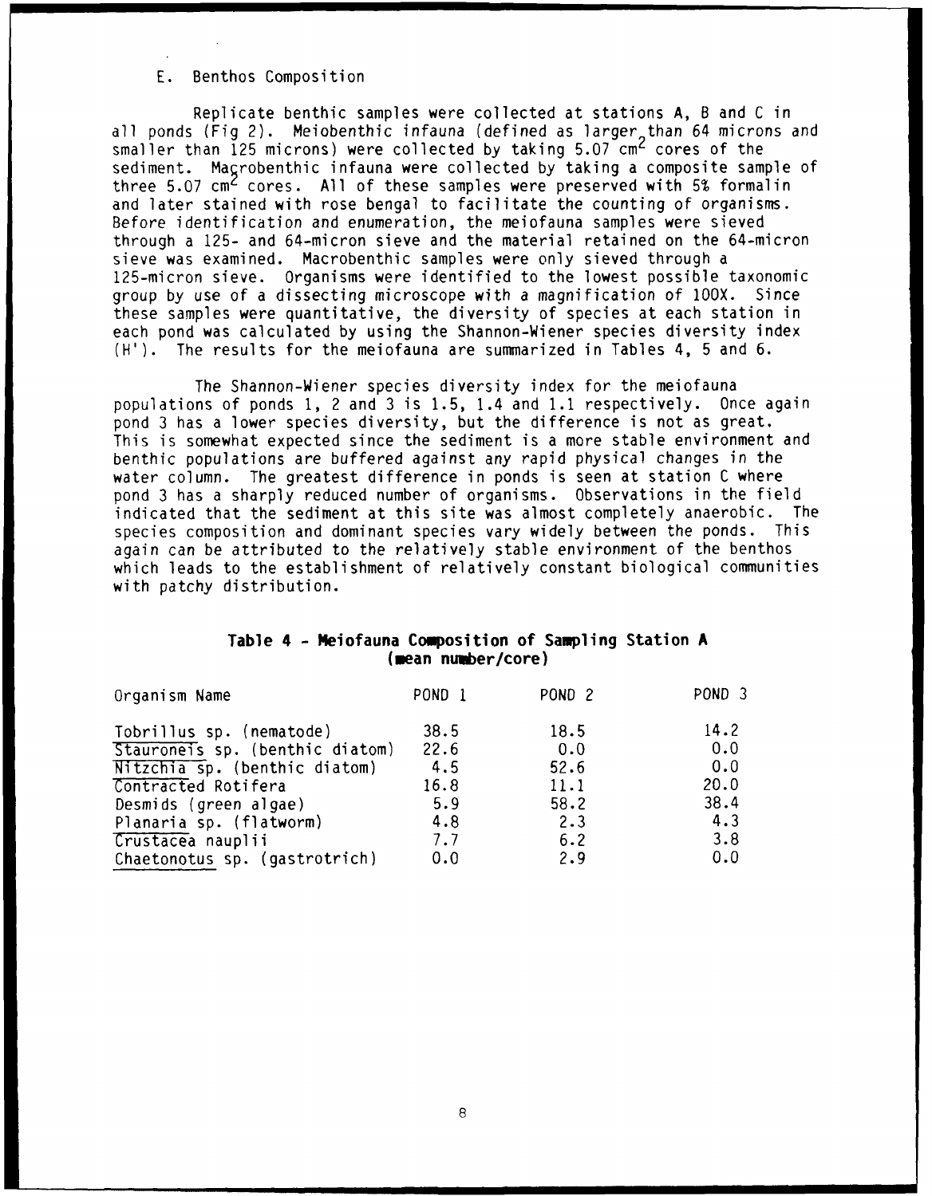E. Benthos Composition

Replicate benthic samples were collected at stations A, B and C in all ponds (Fig 2). Meiobenthic infauna (defined as larger than 64 microns and smaller than 125 microns) were collected by taking 5.07 $cm^2$ cores of the sediment. Macrobenthic infauna were collected by taking a composite sample of three 5.07 $cm^2$ cores. All of these samples were preserved with 5% formalin and later stained with rose bengal to facilitate the counting of organisms. Before identification and enumeration, the meiofauna samples were sieved through a 125- and 64-micron sieve and the material retained on the 64-micron sieve was examined. Macrobenthic samples were only sieved through a 125-micron sieve. Organisms were identified to the lowest possible taxonomic group by use of a dissecting microscope with a magnification of 100X. Since these samples were quantitative, the diversity of species at each station in each pond was calculated by using the Shannon-Wiener species diversity index (H'). The results for the meiofauna are summarized in Tables 4, 5 and 6.

The Shannon-Wiener species diversity index for the meiofauna populations of ponds 1, 2 and 3 is 1.5, 1.4 and 1.1 respectively. Once again pond 3 has a lower species diversity, but the difference is not as great. This is somewhat expected since the sediment is a more stable environment and benthic populations are buffered against any rapid physical changes in the water column. The greatest difference in ponds is seen at station C where pond 3 has a sharply reduced number of organisms. Observations in the field indicated that the sediment at this site was almost completely anaerobic. The species composition and dominant species vary widely between the ponds. This again can be attributed to the relatively stable environment of the benthos which leads to the establishment of relatively constant biological communities with patchy distribution.

**Table 4 - Meiofauna Composition of Sampling Station A (mean number/core)**

| Organism Name | POND 1 | POND 2 | POND 3 |
|---|---|---|---|
| Tobrillus sp. (nematode) | 38.5 | 18.5 | 14.2 |
| Stauroneis sp. (benthic diatom) | 22.6 | 0.0 | 0.0 |
| Nitzchia sp. (benthic diatom) | 4.5 | 52.6 | 0.0 |
| Contracted Rotifera | 16.8 | 11.1 | 20.0 |
| Desmids (green algae) | 5.9 | 58.2 | 38.4 |
| Planaria sp. (flatworm) | 4.8 | 2.3 | 4.3 |
| Crustacea nauplii | 7.7 | 6.2 | 3.8 |
| Chaetonotus sp. (gastrotrich) | 0.0 | 2.9 | 0.0 |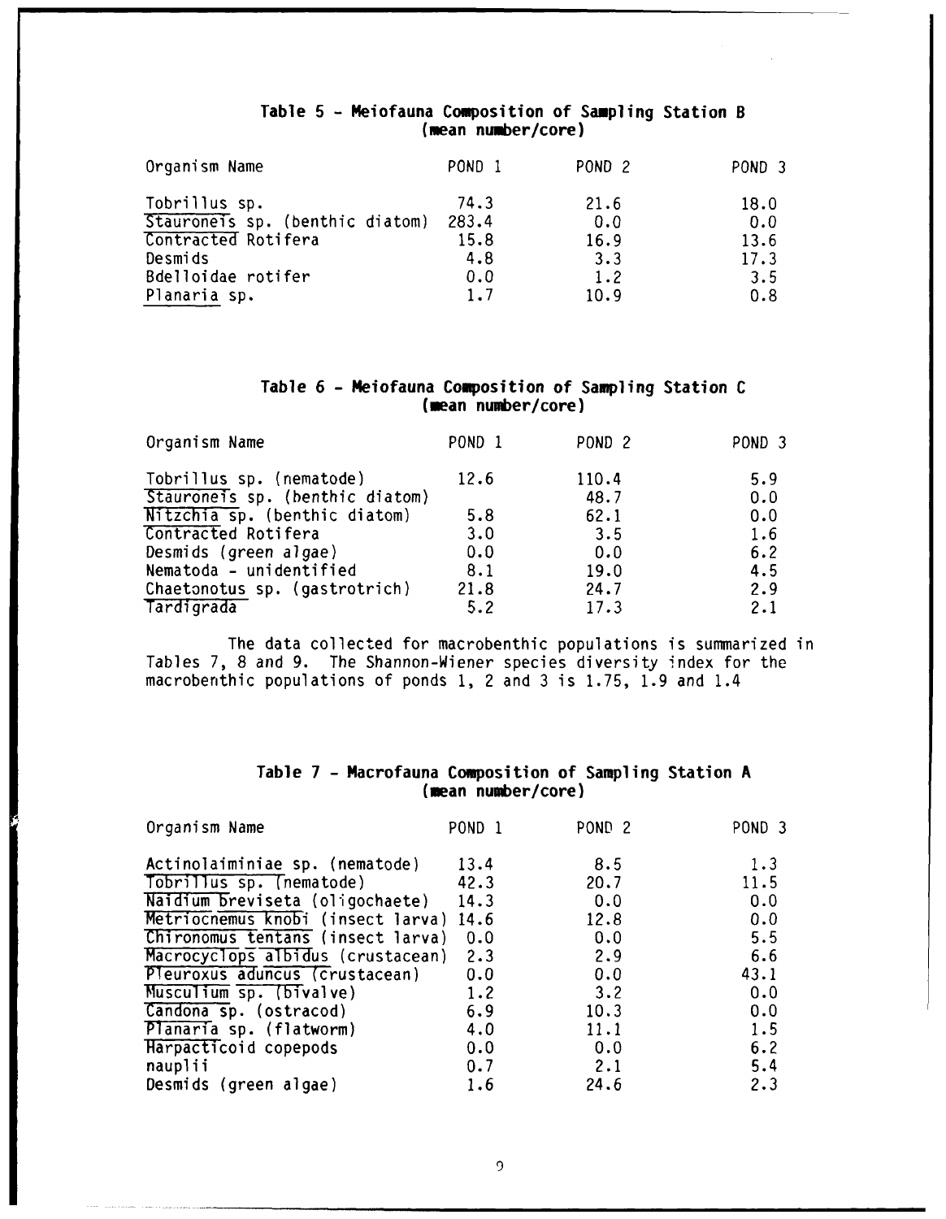## Table 5 - Meiofauna Composition of Sampling Station B (mean number/core)

| Organism Name | POND 1 | POND 2 | POND 3 |
|---|---|---|---|
| Tobrillus sp. | 74.3 | 21.6 | 18.0 |
| Stauroneis sp. (benthic diatom) | 283.4 | 0.0 | 0.0 |
| Contracted Rotifera | 15.8 | 16.9 | 13.6 |
| Desmids | 4.8 | 3.3 | 17.3 |
| Bdelloidae rotifer | 0.0 | 1.2 | 3.5 |
| Planaria sp. | 1.7 | 10.9 | 0.8 |

## Table 6 - Meiofauna Composition of Sampling Station C (mean number/core)

| Organism Name | POND 1 | POND 2 | POND 3 |
|---|---|---|---|
| Tobrillus sp. (nematode) | 12.6 | 110.4 | 5.9 |
| Stauroneis sp. (benthic diatom) | | 48.7 | 0.0 |
| Nitzchia sp. (benthic diatom) | 5.8 | 62.1 | 0.0 |
| Contracted Rotifera | 3.0 | 3.5 | 1.6 |
| Desmids (green algae) | 0.0 | 0.0 | 6.2 |
| Nematoda - unidentified | 8.1 | 19.0 | 4.5 |
| Chaetonotus sp. (gastrotrich) | 21.8 | 24.7 | 2.9 |
| Tardigrada | 5.2 | 17.3 | 2.1 |

The data collected for macrobenthic populations is summarized in Tables 7, 8 and 9. The Shannon-Wiener species diversity index for the macrobenthic populations of ponds 1, 2 and 3 is 1.75, 1.9 and 1.4

## Table 7 - Macrofauna Composition of Sampling Station A (mean number/core)

| Organism Name | POND 1 | POND 2 | POND 3 |
|---|---|---|---|
| Actinolaiminiae sp. (nematode) | 13.4 | 8.5 | 1.3 |
| Tobrillus sp. (nematode) | 42.3 | 20.7 | 11.5 |
| Naidium breviseta (oligochaete) | 14.3 | 0.0 | 0.0 |
| Metriocnemus knobi (insect larva) | 14.6 | 12.8 | 0.0 |
| Chironomus tentans (insect larva) | 0.0 | 0.0 | 5.5 |
| Macrocyclops albidus (crustacean) | 2.3 | 2.9 | 6.6 |
| Pleuroxus aduncus (crustacean) | 0.0 | 0.0 | 43.1 |
| Musculium sp. (bivalve) | 1.2 | 3.2 | 0.0 |
| Candona sp. (ostracod) | 6.9 | 10.3 | 0.0 |
| Planaria sp. (flatworm) | 4.0 | 11.1 | 1.5 |
| Harpacticoid copepods | 0.0 | 0.0 | 6.2 |
| nauplii | 0.7 | 2.1 | 5.4 |
| Desmids (green algae) | 1.6 | 24.6 | 2.3 |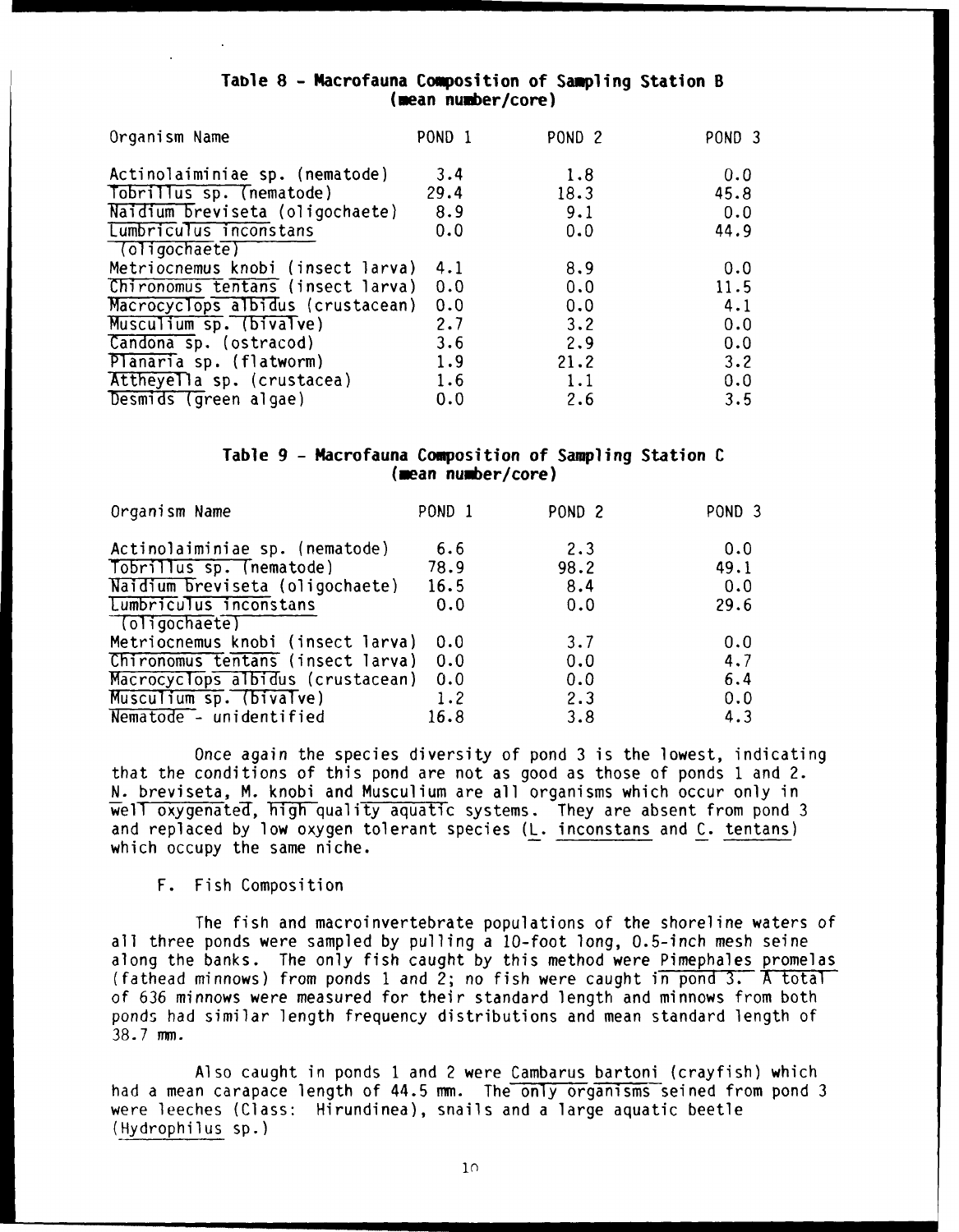**Table 8 - Macrofauna Composition of Sampling Station B**
**(mean number/core)**

| Organism Name | POND 1 | POND 2 | POND 3 |
|---|---|---|---|
| Actinolaiminiae sp. (nematode) | 3.4 | 1.8 | 0.0 |
| Tobrillus sp. (nematode) | 29.4 | 18.3 | 45.8 |
| Naidium breviseta (oligochaete) | 8.9 | 9.1 | 0.0 |
| Lumbriculus inconstans (oligochaete) | 0.0 | 0.0 | 44.9 |
| Metriocnemus knobi (insect larva) | 4.1 | 8.9 | 0.0 |
| Chironomus tentans (insect larva) | 0.0 | 0.0 | 11.5 |
| Macrocyclops albidus (crustacean) | 0.0 | 0.0 | 4.1 |
| Musculium sp. (bivalve) | 2.7 | 3.2 | 0.0 |
| Candona sp. (ostracod) | 3.6 | 2.9 | 0.0 |
| Planaria sp. (flatworm) | 1.9 | 21.2 | 3.2 |
| Attheyella sp. (crustacea) | 1.6 | 1.1 | 0.0 |
| Desmids (green algae) | 0.0 | 2.6 | 3.5 |

**Table 9 - Macrofauna Composition of Sampling Station C**
**(mean number/core)**

| Organism Name | POND 1 | POND 2 | POND 3 |
|---|---|---|---|
| Actinolaiminiae sp. (nematode) | 6.6 | 2.3 | 0.0 |
| Tobrillus sp. (nematode) | 78.9 | 98.2 | 49.1 |
| Naidium breviseta (oligochaete) | 16.5 | 8.4 | 0.0 |
| Lumbriculus inconstans (oligochaete) | 0.0 | 0.0 | 29.6 |
| Metriocnemus knobi (insect larva) | 0.0 | 3.7 | 0.0 |
| Chironomus tentans (insect larva) | 0.0 | 0.0 | 4.7 |
| Macrocyclops albidus (crustacean) | 0.0 | 0.0 | 6.4 |
| Musculium sp. (bivalve) | 1.2 | 2.3 | 0.0 |
| Nematode - unidentified | 16.8 | 3.8 | 4.3 |

Once again the species diversity of pond 3 is the lowest, indicating that the conditions of this pond are not as good as those of ponds 1 and 2. N. breviseta, M. knobi and Musculium are all organisms which occur only in well oxygenated, high quality aquatic systems. They are absent from pond 3 and replaced by low oxygen tolerant species (L. inconstans and C. tentans) which occupy the same niche.

F. Fish Composition

The fish and macroinvertebrate populations of the shoreline waters of all three ponds were sampled by pulling a 10-foot long, 0.5-inch mesh seine along the banks. The only fish caught by this method were Pimephales promelas (fathead minnows) from ponds 1 and 2; no fish were caught in pond 3. A total of 636 minnows were measured for their standard length and minnows from both ponds had similar length frequency distributions and mean standard length of 38.7 mm.

Also caught in ponds 1 and 2 were Cambarus bartoni (crayfish) which had a mean carapace length of 44.5 mm. The only organisms seined from pond 3 were leeches (Class: Hirundinea), snails and a large aquatic beetle (Hydrophilus sp.)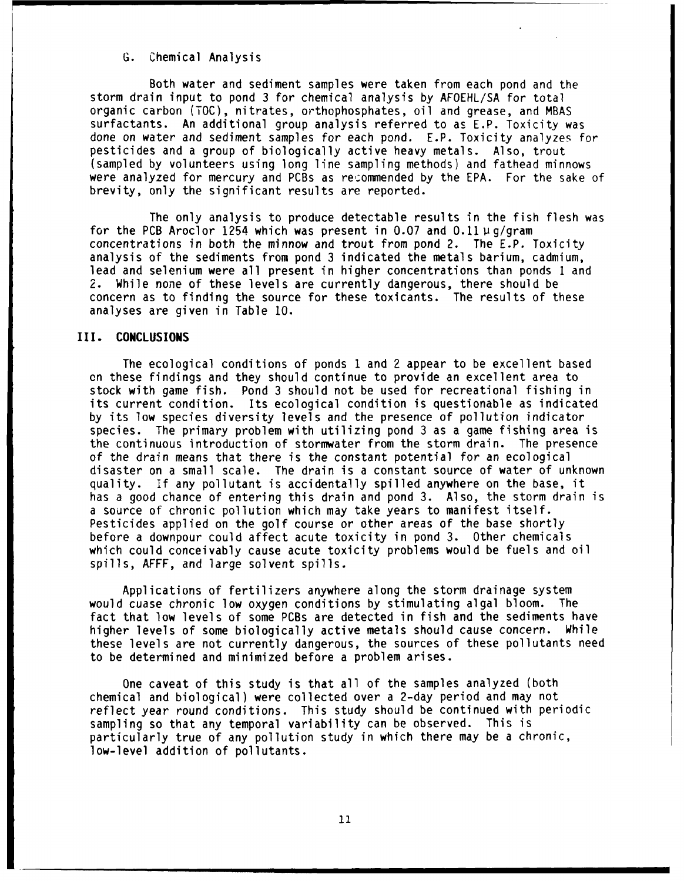### G. Chemical Analysis

Both water and sediment samples were taken from each pond and the storm drain input to pond 3 for chemical analysis by AFOEHL/SA for total organic carbon (TOC), nitrates, orthophosphates, oil and grease, and MBAS surfactants. An additional group analysis referred to as E.P. Toxicity was done on water and sediment samples for each pond. E.P. Toxicity analyzes for pesticides and a group of biologically active heavy metals. Also, trout (sampled by volunteers using long line sampling methods) and fathead minnows were analyzed for mercury and PCBs as recommended by the EPA. For the sake of brevity, only the significant results are reported.

The only analysis to produce detectable results in the fish flesh was for the PCB Aroclor 1254 which was present in 0.07 and 0.11 µg/gram concentrations in both the minnow and trout from pond 2. The E.P. Toxicity analysis of the sediments from pond 3 indicated the metals barium, cadmium, lead and selenium were all present in higher concentrations than ponds 1 and 2. While none of these levels are currently dangerous, there should be concern as to finding the source for these toxicants. The results of these analyses are given in Table 10.

## III. CONCLUSIONS

The ecological conditions of ponds 1 and 2 appear to be excellent based on these findings and they should continue to provide an excellent area to stock with game fish. Pond 3 should not be used for recreational fishing in its current condition. Its ecological condition is questionable as indicated by its low species diversity levels and the presence of pollution indicator species. The primary problem with utilizing pond 3 as a game fishing area is the continuous introduction of stormwater from the storm drain. The presence of the drain means that there is the constant potential for an ecological disaster on a small scale. The drain is a constant source of water of unknown quality. If any pollutant is accidentally spilled anywhere on the base, it has a good chance of entering this drain and pond 3. Also, the storm drain is a source of chronic pollution which may take years to manifest itself. Pesticides applied on the golf course or other areas of the base shortly before a downpour could affect acute toxicity in pond 3. Other chemicals which could conceivably cause acute toxicity problems would be fuels and oil spills, AFFF, and large solvent spills.

Applications of fertilizers anywhere along the storm drainage system would cuase chronic low oxygen conditions by stimulating algal bloom. The fact that low levels of some PCBs are detected in fish and the sediments have higher levels of some biologically active metals should cause concern. While these levels are not currently dangerous, the sources of these pollutants need to be determined and minimized before a problem arises.

One caveat of this study is that all of the samples analyzed (both chemical and biological) were collected over a 2-day period and may not reflect year round conditions. This study should be continued with periodic sampling so that any temporal variability can be observed. This is particularly true of any pollution study in which there may be a chronic, low-level addition of pollutants.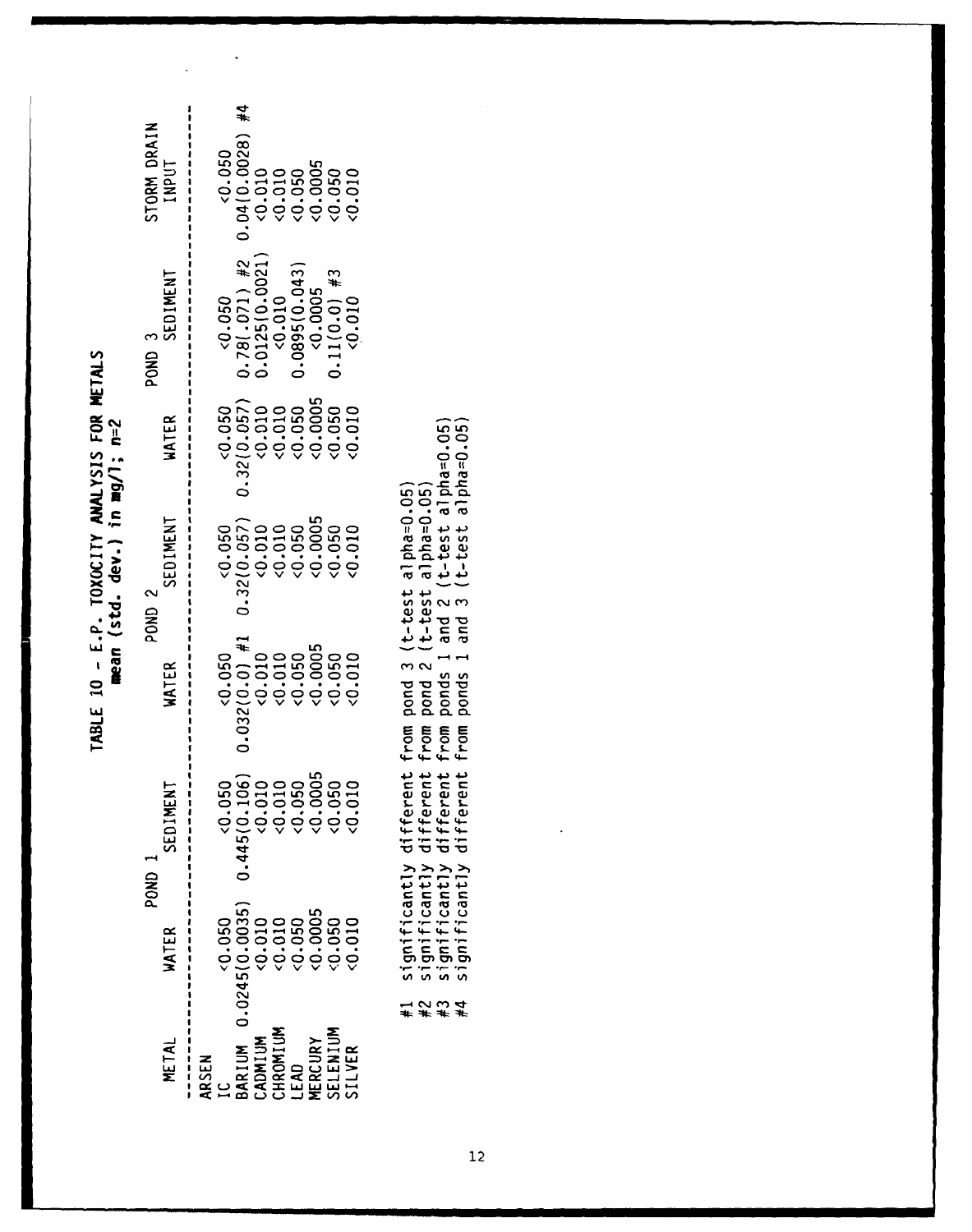**TABLE 10 - E.P. TOXOCITY ANALYSIS FOR METALS**
**mean (std. dev.) in mg/l; n=2**

| METAL | POND 1 | | POND 2 | | POND 3 | | STORM DRAIN INPUT |
|---|---|---|---|---|---|---|---|
| | WATER | SEDIMENT | WATER | SEDIMENT | WATER | SEDIMENT | |
| ARSENIC | <0.050 | <0.050 | <0.050 | <0.050 | <0.050 | <0.050 | <0.050 |
| BARIUM | 0.0245(0.0035) | 0.445(0.106) | 0.032(0.0) #1 | 0.32(0.057) | 0.32(0.057) | 0.78(.071) #2 | 0.04(0.0028) #4 |
| CADMIUM | <0.010 | <0.010 | <0.010 | <0.010 | <0.010 | 0.0125(0.0021) | <0.010 |
| CHROMIUM | <0.010 | <0.010 | <0.010 | <0.010 | <0.010 | <0.010 | <0.010 |
| LEAD | <0.050 | <0.050 | <0.050 | <0.050 | <0.050 | 0.0895(0.043) | <0.050 |
| MERCURY | <0.0005 | <0.0005 | <0.0005 | <0.0005 | <0.0005 | <0.0005 | <0.0005 |
| SELENIUM | <0.050 | <0.050 | <0.050 | <0.050 | <0.050 | 0.11(0.0) #3 | <0.050 |
| SILVER | <0.010 | <0.010 | <0.010 | <0.010 | <0.010 | <0.010 | <0.010 |

#1 significantly different from pond 3 (t-test alpha=0.05)
#2 significantly different from pond 2 (t-test alpha=0.05)
#3 significantly different from ponds 1 and 2 (t-test alpha=0.05)
#4 significantly different from ponds 1 and 3 (t-test alpha=0.05)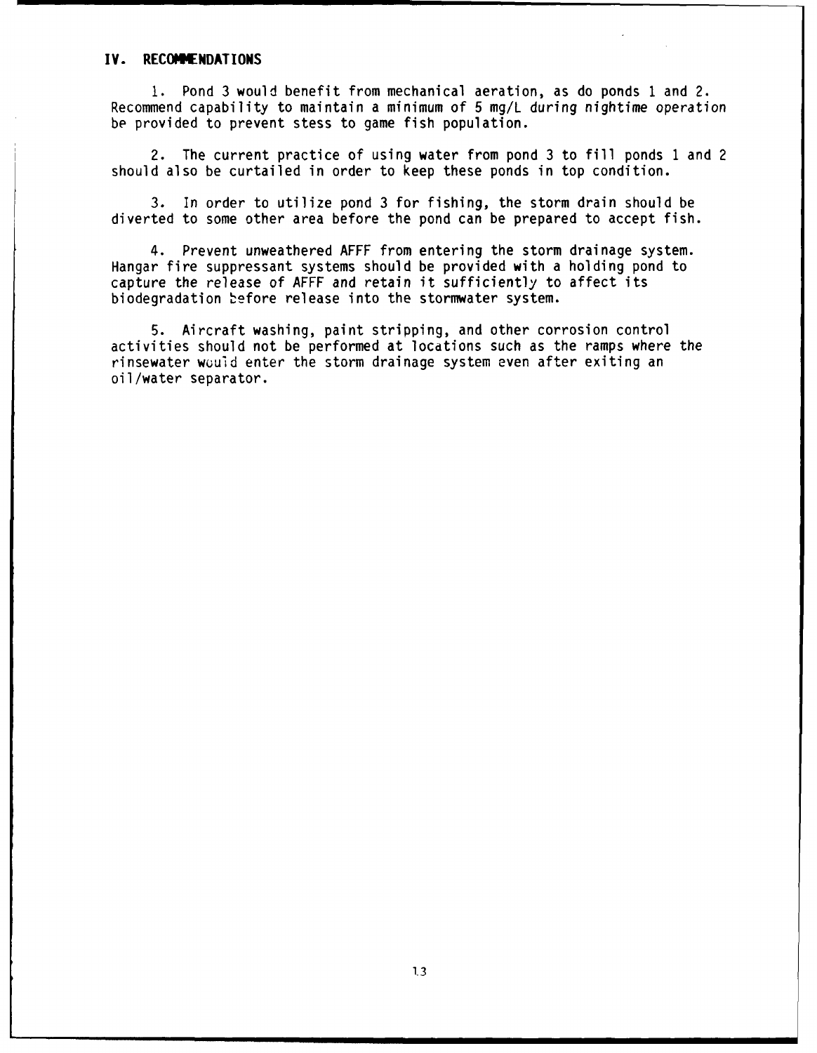## IV. RECOMMENDATIONS

1. Pond 3 would benefit from mechanical aeration, as do ponds 1 and 2. Recommend capability to maintain a minimum of 5 mg/L during nighttime operation be provided to prevent stess to game fish population.

2. The current practice of using water from pond 3 to fill ponds 1 and 2 should also be curtailed in order to keep these ponds in top condition.

3. In order to utilize pond 3 for fishing, the storm drain should be diverted to some other area before the pond can be prepared to accept fish.

4. Prevent unweathered AFFF from entering the storm drainage system. Hangar fire suppressant systems should be provided with a holding pond to capture the release of AFFF and retain it sufficiently to affect its biodegradation before release into the stormwater system.

5. Aircraft washing, paint stripping, and other corrosion control activities should not be performed at locations such as the ramps where the rinsewater would enter the storm drainage system even after exiting an oil/water separator.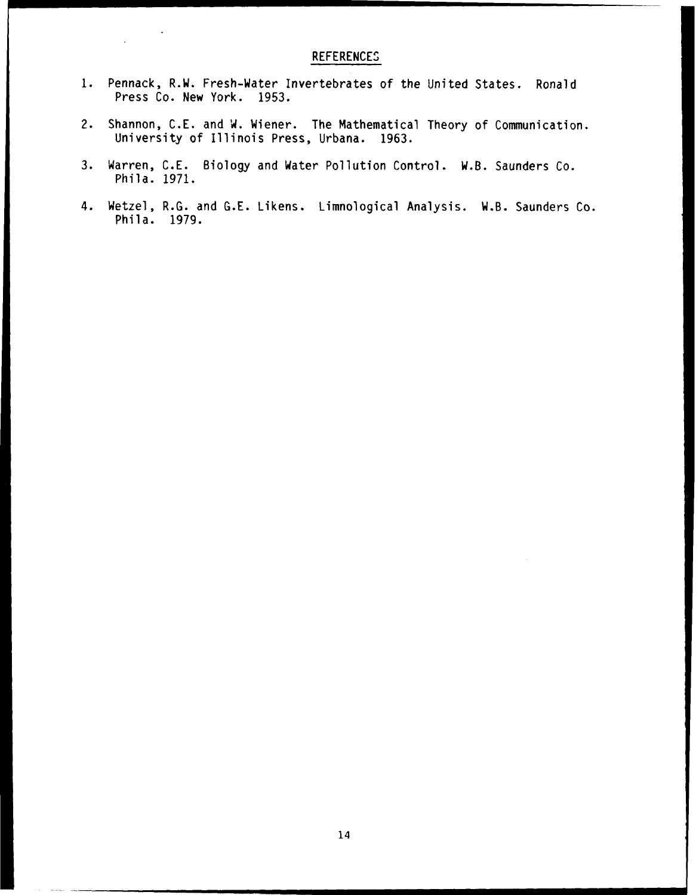## REFERENCES

1. Pennack, R.W. Fresh-Water Invertebrates of the United States. Ronald Press Co. New York. 1953.

2. Shannon, C.E. and W. Wiener. The Mathematical Theory of Communication. University of Illinois Press, Urbana. 1963.

3. Warren, C.E. Biology and Water Pollution Control. W.B. Saunders Co. Phila. 1971.

4. Wetzel, R.G. and G.E. Likens. Limnological Analysis. W.B. Saunders Co. Phila. 1979.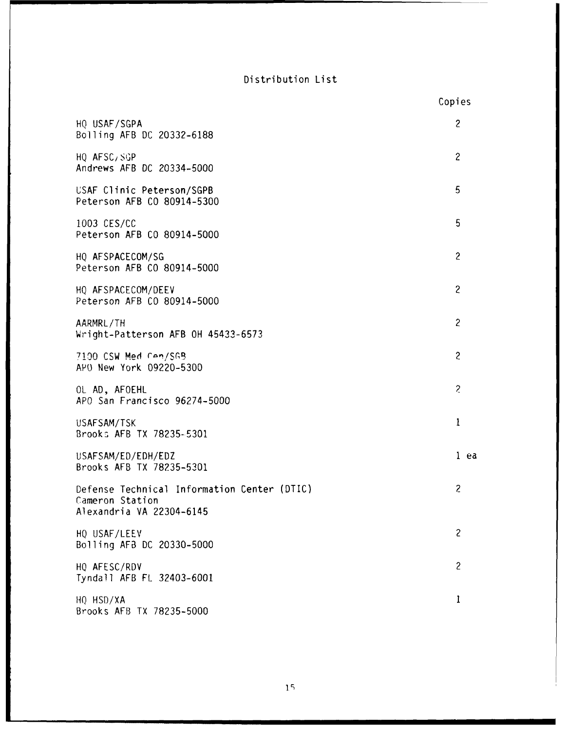# Distribution List

| | Copies |
|---|---|
| HQ USAF/SGPA<br>Bolling AFB DC 20332-6188 | 2 |
| HQ AFSC/SGP<br>Andrews AFB DC 20334-5000 | 2 |
| USAF Clinic Peterson/SGPB<br>Peterson AFB CO 80914-5300 | 5 |
| 1003 CES/CC<br>Peterson AFB CO 80914-5000 | 5 |
| HQ AFSPACECOM/SG<br>Peterson AFB CO 80914-5000 | 2 |
| HQ AFSPACECOM/DEEV<br>Peterson AFB CO 80914-5000 | 2 |
| AARMRL/TH<br>Wright-Patterson AFB OH 45433-6573 | 2 |
| 7100 CSW Med Cen/SGB<br>APO New York 09220-5300 | 2 |
| OL AD, AFOEHL<br>APO San Francisco 96274-5000 | 2 |
| USAFSAM/TSK<br>Brooks AFB TX 78235-5301 | 1 |
| USAFSAM/ED/EDH/EDZ<br>Brooks AFB TX 78235-5301 | 1 ea |
| Defense Technical Information Center (DTIC)<br>Cameron Station<br>Alexandria VA 22304-6145 | 2 |
| HQ USAF/LEEV<br>Bolling AFB DC 20330-5000 | 2 |
| HQ AFESC/RDV<br>Tyndall AFB FL 32403-6001 | 2 |
| HQ HSD/XA<br>Brooks AFB TX 78235-5000 | 1 |